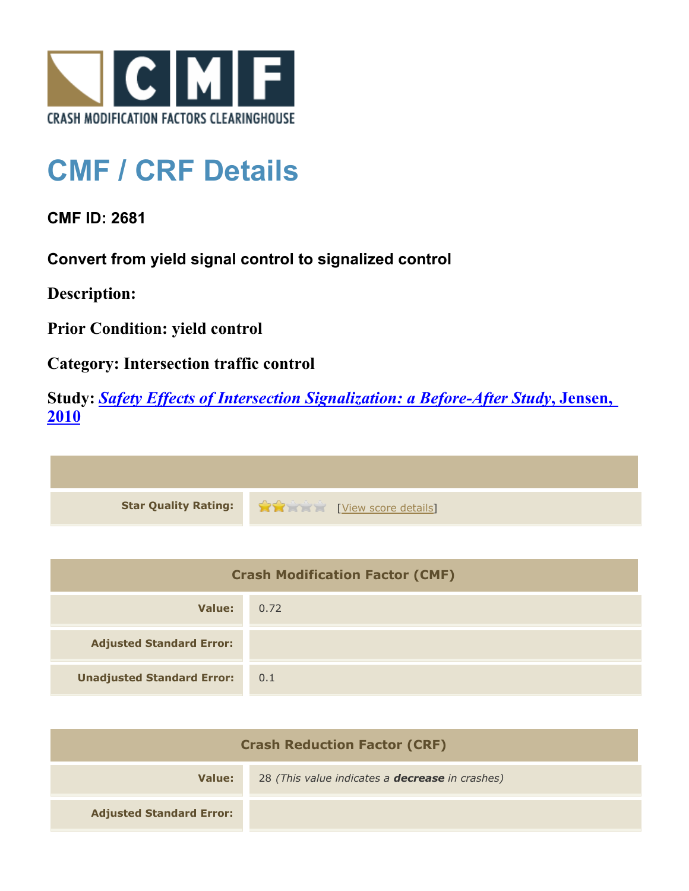CRASH MODIFICATION FACTORS CLEARINGHOUSE

# CMF / CRF Details

**CMF ID: 2681**

**Convert from yield signal control to signalized control**

**Description:**

**Prior Condition: yield control**

**Category: Intersection traffic control**

**Study:** ***Safety Effects of Intersection Signalization: a Before-After Study*****, Jensen, 2010**

| | |
|---|---|
| **Star Quality Rating:** | ★★☆☆☆ [View score details] |

| Crash Modification Factor (CMF) | |
|---|---|
| **Value:** | 0.72 |
| **Adjusted Standard Error:** | |
| **Unadjusted Standard Error:** | 0.1 |

| Crash Reduction Factor (CRF) | |
|---|---|
| **Value:** | 28 *(This value indicates a **decrease** in crashes)* |
| **Adjusted Standard Error:** | |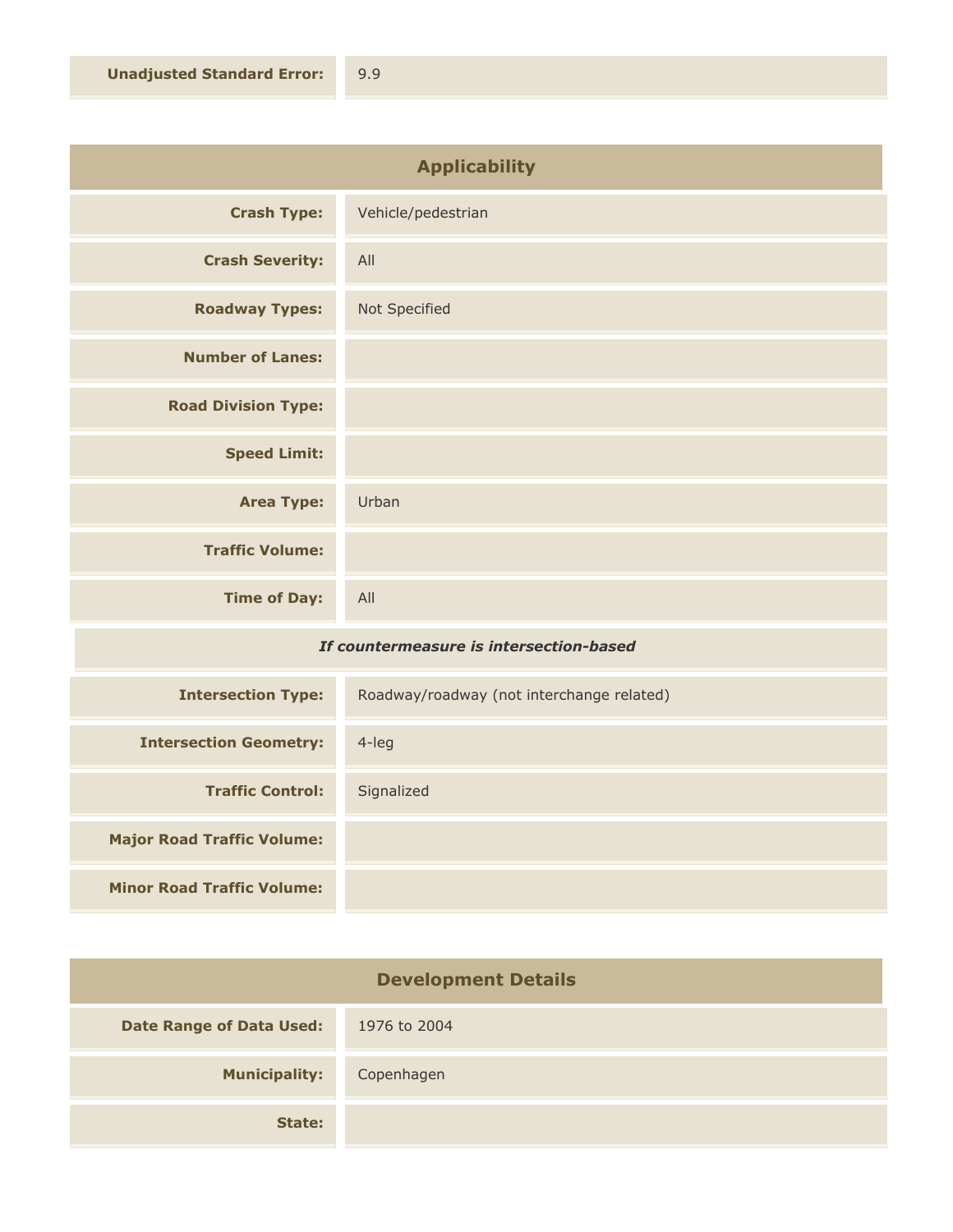| | |
|---|---|
| **Unadjusted Standard Error:** | 9.9 |

## Applicability

| | |
|---|---|
| **Crash Type:** | Vehicle/pedestrian |
| **Crash Severity:** | All |
| **Roadway Types:** | Not Specified |
| **Number of Lanes:** | |
| **Road Division Type:** | |
| **Speed Limit:** | |
| **Area Type:** | Urban |
| **Traffic Volume:** | |
| **Time of Day:** | All |

***If countermeasure is intersection-based***

| | |
|---|---|
| **Intersection Type:** | Roadway/roadway (not interchange related) |
| **Intersection Geometry:** | 4-leg |
| **Traffic Control:** | Signalized |
| **Major Road Traffic Volume:** | |
| **Minor Road Traffic Volume:** | |

## Development Details

| | |
|---|---|
| **Date Range of Data Used:** | 1976 to 2004 |
| **Municipality:** | Copenhagen |
| **State:** | |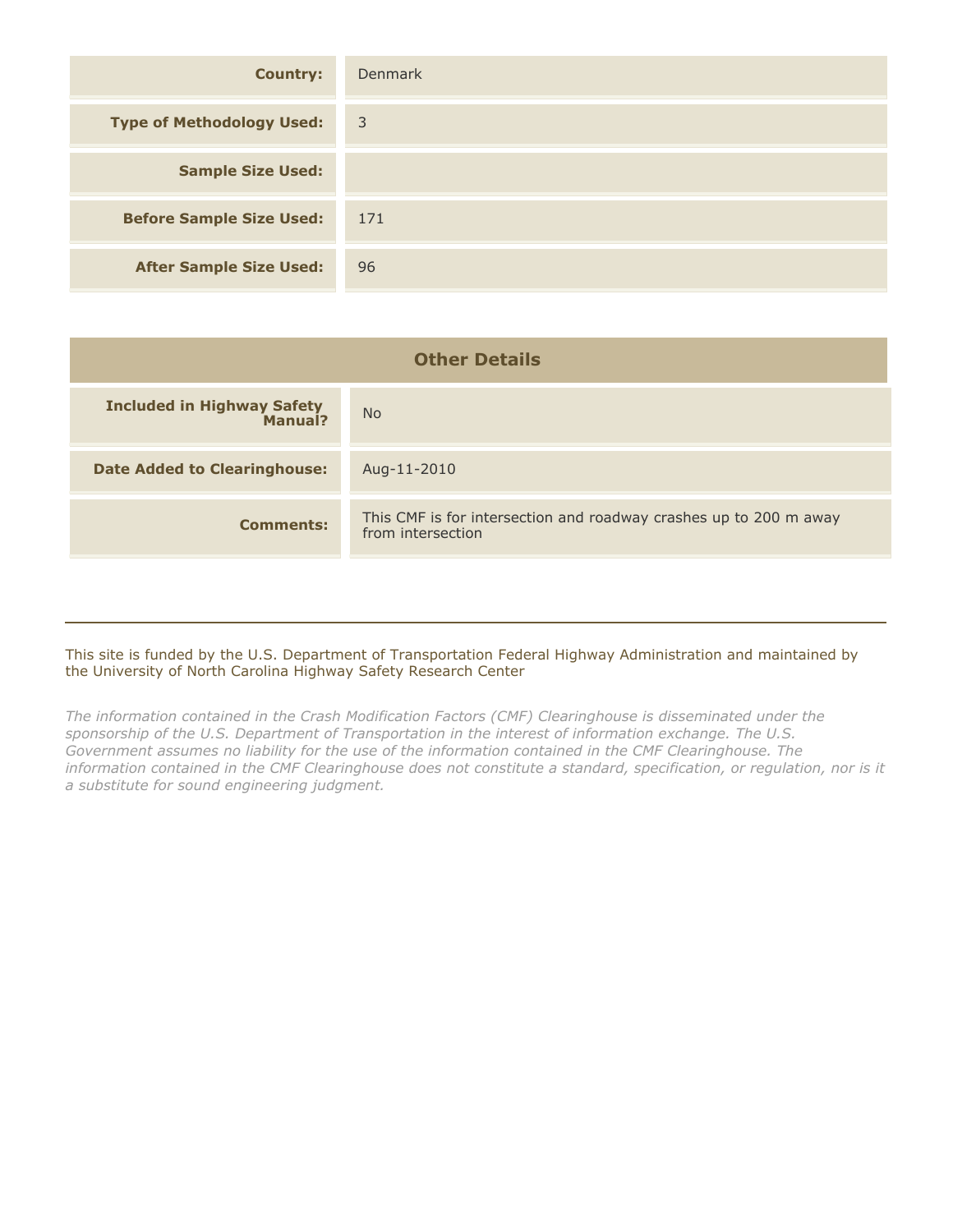| | |
|---|---|
| **Country:** | Denmark |
| **Type of Methodology Used:** | 3 |
| **Sample Size Used:** | |
| **Before Sample Size Used:** | 171 |
| **After Sample Size Used:** | 96 |

## Other Details

| | |
|---|---|
| **Included in Highway Safety Manual?** | No |
| **Date Added to Clearinghouse:** | Aug-11-2010 |
| **Comments:** | This CMF is for intersection and roadway crashes up to 200 m away from intersection |

---

This site is funded by the U.S. Department of Transportation Federal Highway Administration and maintained by the University of North Carolina Highway Safety Research Center

*The information contained in the Crash Modification Factors (CMF) Clearinghouse is disseminated under the sponsorship of the U.S. Department of Transportation in the interest of information exchange. The U.S. Government assumes no liability for the use of the information contained in the CMF Clearinghouse. The information contained in the CMF Clearinghouse does not constitute a standard, specification, or regulation, nor is it a substitute for sound engineering judgment.*